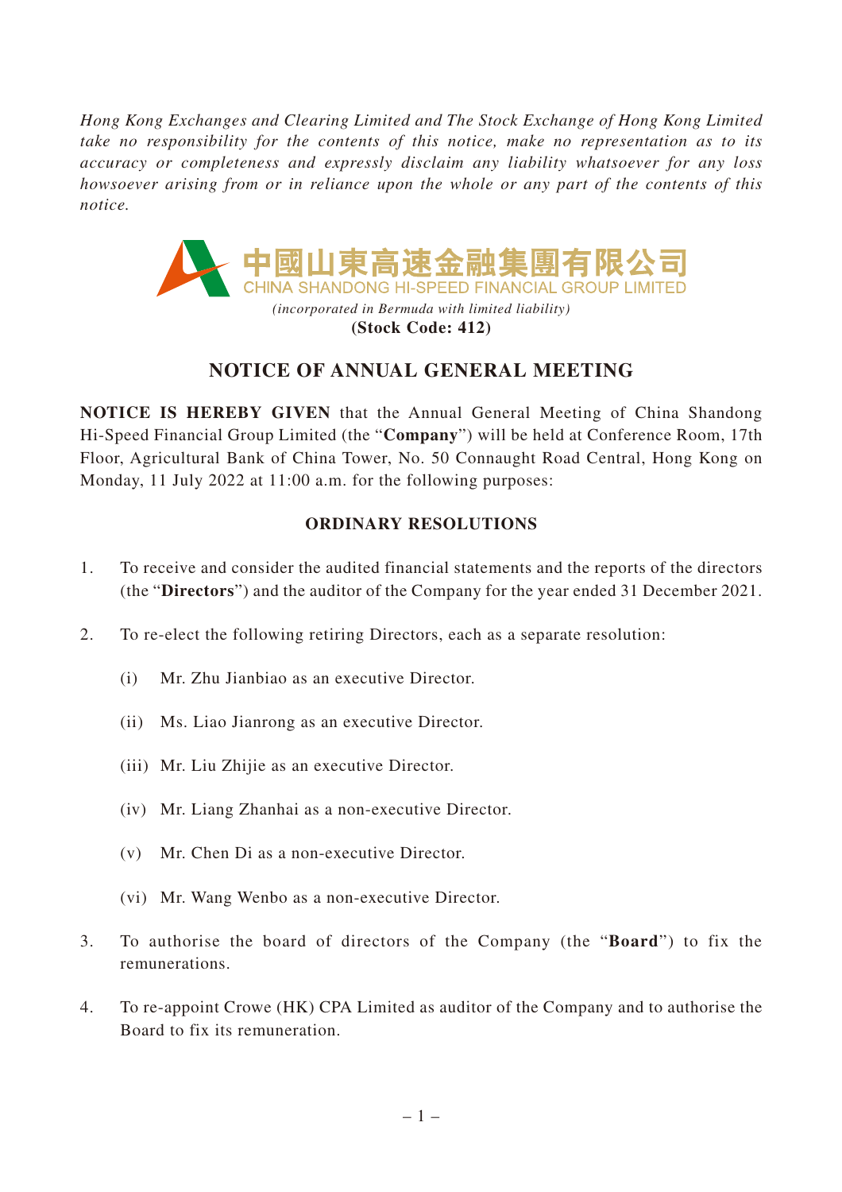*Hong Kong Exchanges and Clearing Limited and The Stock Exchange of Hong Kong Limited take no responsibility for the contents of this notice, make no representation as to its accuracy or completeness and expressly disclaim any liability whatsoever for any loss howsoever arising from or in reliance upon the whole or any part of the contents of this notice.*

中國山東高速金融集團有限公司
CHINA SHANDONG HI-SPEED FINANCIAL GROUP LIMITED
*(incorporated in Bermuda with limited liability)*
**(Stock Code: 412)**

# NOTICE OF ANNUAL GENERAL MEETING

**NOTICE IS HEREBY GIVEN** that the Annual General Meeting of China Shandong Hi-Speed Financial Group Limited (the "**Company**") will be held at Conference Room, 17th Floor, Agricultural Bank of China Tower, No. 50 Connaught Road Central, Hong Kong on Monday, 11 July 2022 at 11:00 a.m. for the following purposes:

## ORDINARY RESOLUTIONS

1. To receive and consider the audited financial statements and the reports of the directors (the "**Directors**") and the auditor of the Company for the year ended 31 December 2021.

2. To re-elect the following retiring Directors, each as a separate resolution:

   (i) Mr. Zhu Jianbiao as an executive Director.

   (ii) Ms. Liao Jianrong as an executive Director.

   (iii) Mr. Liu Zhijie as an executive Director.

   (iv) Mr. Liang Zhanhai as a non-executive Director.

   (v) Mr. Chen Di as a non-executive Director.

   (vi) Mr. Wang Wenbo as a non-executive Director.

3. To authorise the board of directors of the Company (the "**Board**") to fix the remunerations.

4. To re-appoint Crowe (HK) CPA Limited as auditor of the Company and to authorise the Board to fix its remuneration.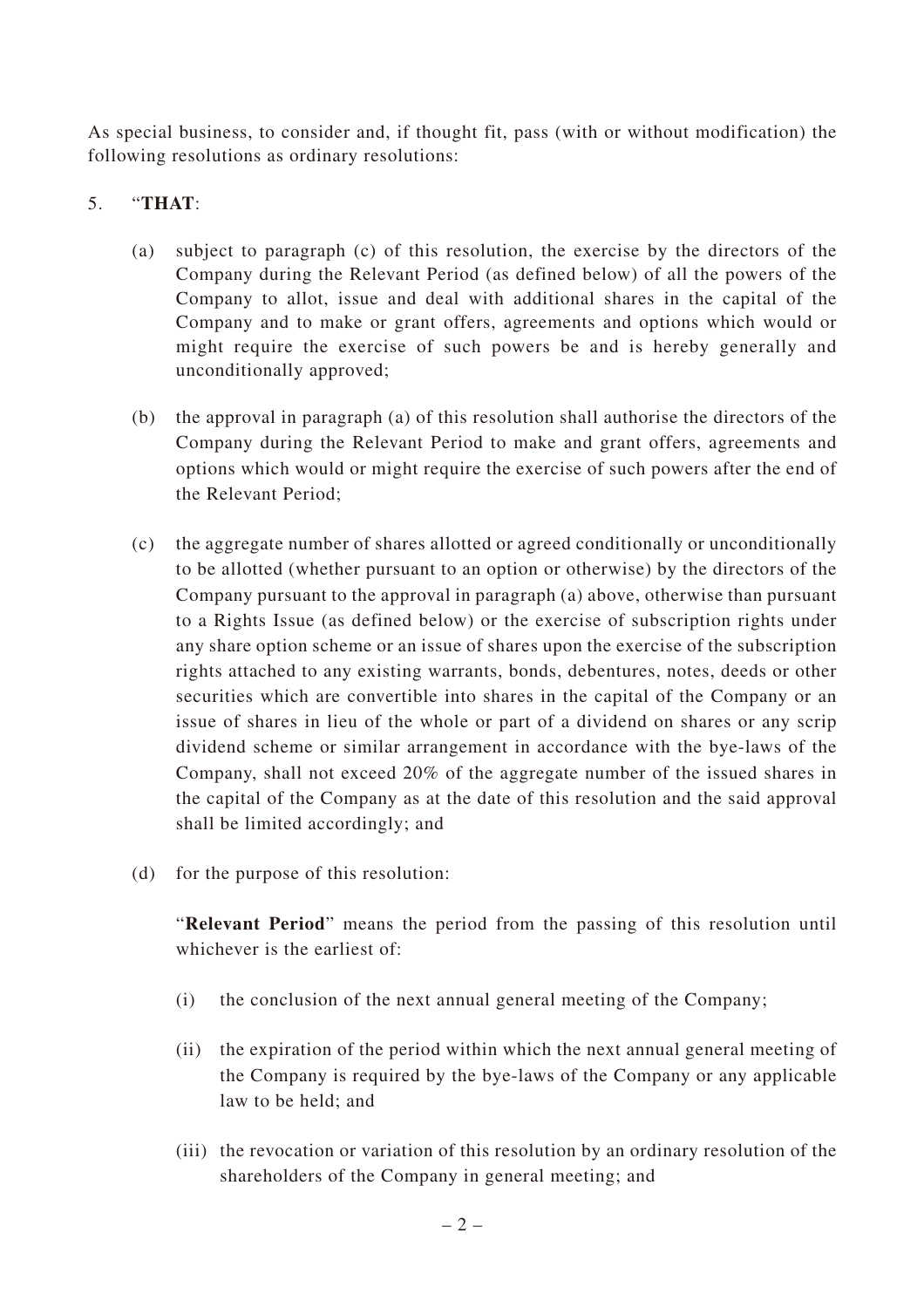As special business, to consider and, if thought fit, pass (with or without modification) the following resolutions as ordinary resolutions:

5. "**THAT**:

   (a) subject to paragraph (c) of this resolution, the exercise by the directors of the Company during the Relevant Period (as defined below) of all the powers of the Company to allot, issue and deal with additional shares in the capital of the Company and to make or grant offers, agreements and options which would or might require the exercise of such powers be and is hereby generally and unconditionally approved;

   (b) the approval in paragraph (a) of this resolution shall authorise the directors of the Company during the Relevant Period to make and grant offers, agreements and options which would or might require the exercise of such powers after the end of the Relevant Period;

   (c) the aggregate number of shares allotted or agreed conditionally or unconditionally to be allotted (whether pursuant to an option or otherwise) by the directors of the Company pursuant to the approval in paragraph (a) above, otherwise than pursuant to a Rights Issue (as defined below) or the exercise of subscription rights under any share option scheme or an issue of shares upon the exercise of the subscription rights attached to any existing warrants, bonds, debentures, notes, deeds or other securities which are convertible into shares in the capital of the Company or an issue of shares in lieu of the whole or part of a dividend on shares or any scrip dividend scheme or similar arrangement in accordance with the bye-laws of the Company, shall not exceed 20% of the aggregate number of the issued shares in the capital of the Company as at the date of this resolution and the said approval shall be limited accordingly; and

   (d) for the purpose of this resolution:

      "**Relevant Period**" means the period from the passing of this resolution until whichever is the earliest of:

      (i) the conclusion of the next annual general meeting of the Company;

      (ii) the expiration of the period within which the next annual general meeting of the Company is required by the bye-laws of the Company or any applicable law to be held; and

      (iii) the revocation or variation of this resolution by an ordinary resolution of the shareholders of the Company in general meeting; and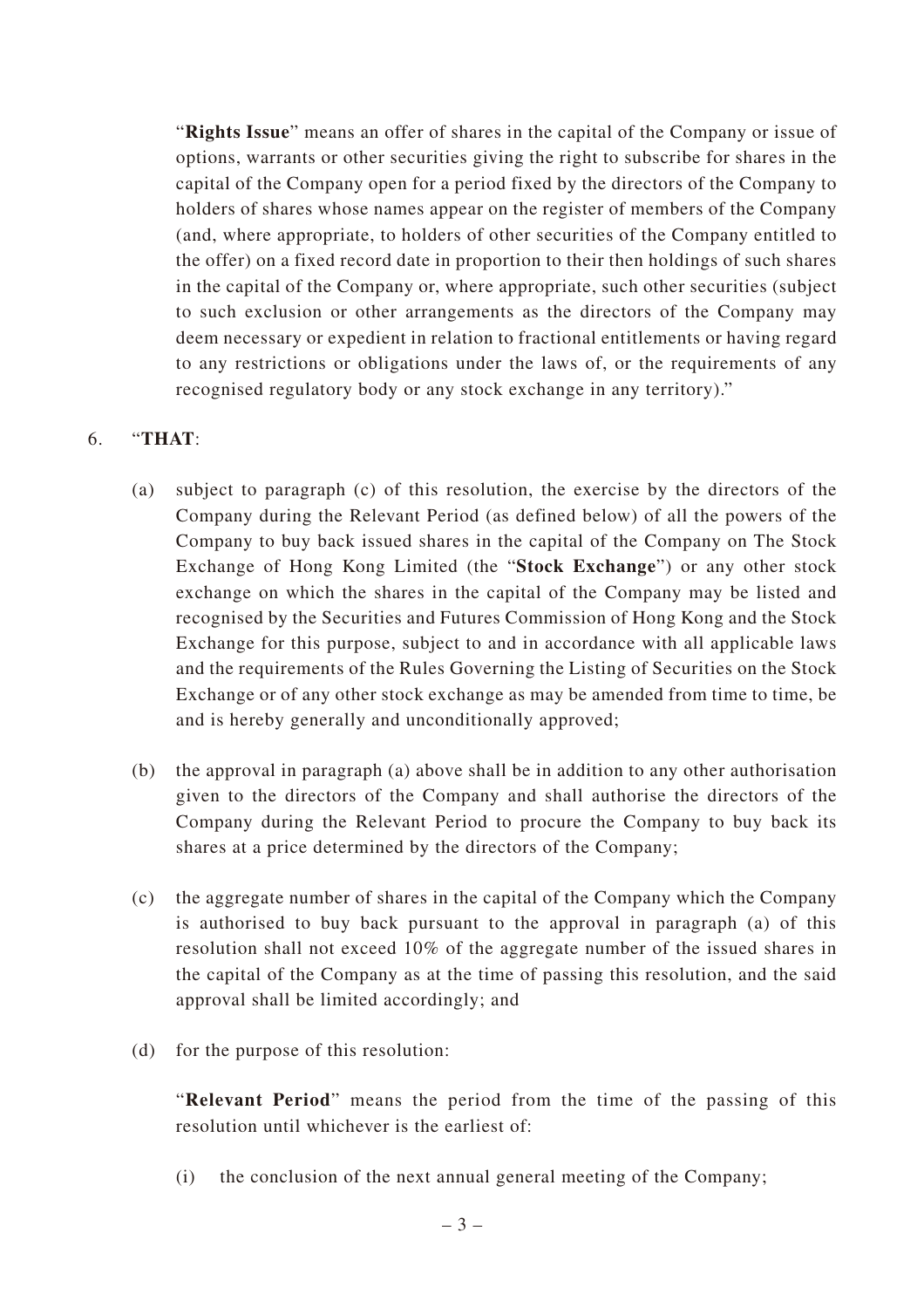"**Rights Issue**" means an offer of shares in the capital of the Company or issue of options, warrants or other securities giving the right to subscribe for shares in the capital of the Company open for a period fixed by the directors of the Company to holders of shares whose names appear on the register of members of the Company (and, where appropriate, to holders of other securities of the Company entitled to the offer) on a fixed record date in proportion to their then holdings of such shares in the capital of the Company or, where appropriate, such other securities (subject to such exclusion or other arrangements as the directors of the Company may deem necessary or expedient in relation to fractional entitlements or having regard to any restrictions or obligations under the laws of, or the requirements of any recognised regulatory body or any stock exchange in any territory)."

6. "**THAT**:

   (a) subject to paragraph (c) of this resolution, the exercise by the directors of the Company during the Relevant Period (as defined below) of all the powers of the Company to buy back issued shares in the capital of the Company on The Stock Exchange of Hong Kong Limited (the "**Stock Exchange**") or any other stock exchange on which the shares in the capital of the Company may be listed and recognised by the Securities and Futures Commission of Hong Kong and the Stock Exchange for this purpose, subject to and in accordance with all applicable laws and the requirements of the Rules Governing the Listing of Securities on the Stock Exchange or of any other stock exchange as may be amended from time to time, be and is hereby generally and unconditionally approved;

   (b) the approval in paragraph (a) above shall be in addition to any other authorisation given to the directors of the Company and shall authorise the directors of the Company during the Relevant Period to procure the Company to buy back its shares at a price determined by the directors of the Company;

   (c) the aggregate number of shares in the capital of the Company which the Company is authorised to buy back pursuant to the approval in paragraph (a) of this resolution shall not exceed 10% of the aggregate number of the issued shares in the capital of the Company as at the time of passing this resolution, and the said approval shall be limited accordingly; and

   (d) for the purpose of this resolution:

   "**Relevant Period**" means the period from the time of the passing of this resolution until whichever is the earliest of:

   (i) the conclusion of the next annual general meeting of the Company;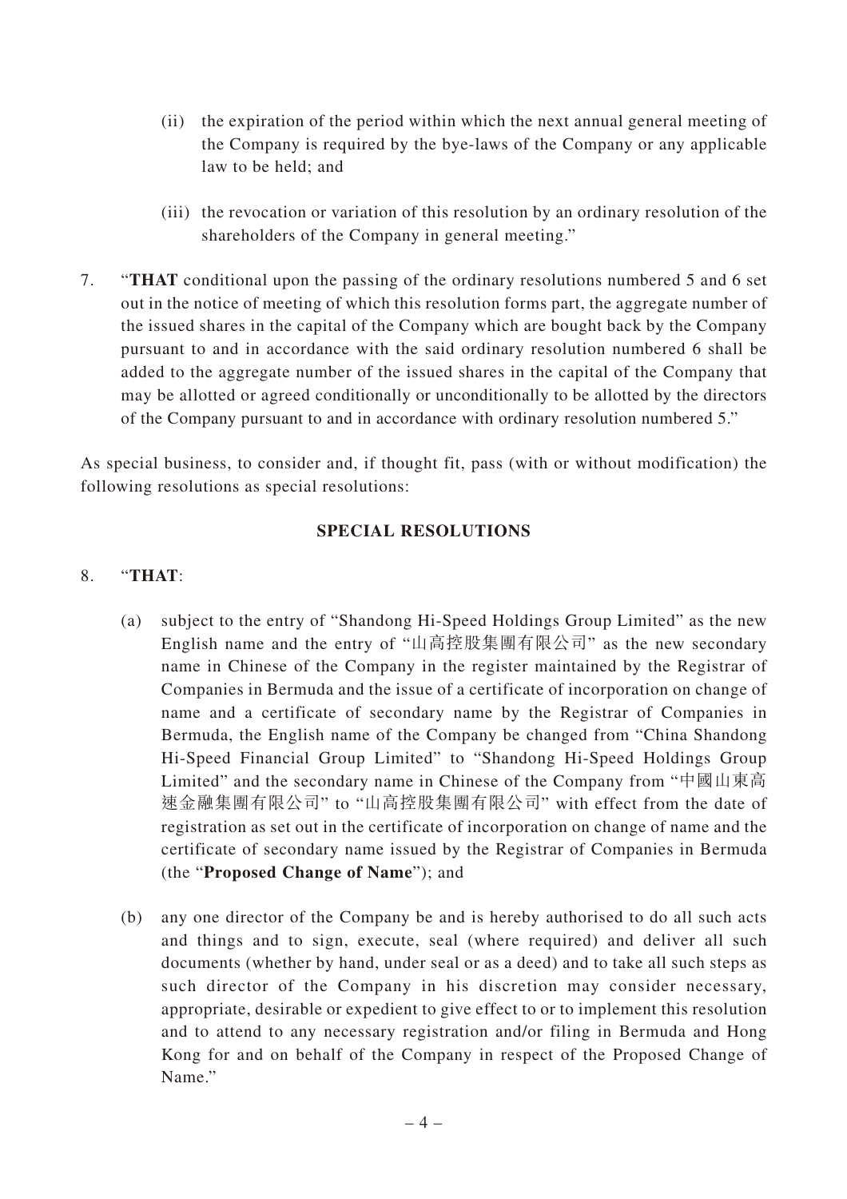(ii) the expiration of the period within which the next annual general meeting of the Company is required by the bye-laws of the Company or any applicable law to be held; and

(iii) the revocation or variation of this resolution by an ordinary resolution of the shareholders of the Company in general meeting."

7. "**THAT** conditional upon the passing of the ordinary resolutions numbered 5 and 6 set out in the notice of meeting of which this resolution forms part, the aggregate number of the issued shares in the capital of the Company which are bought back by the Company pursuant to and in accordance with the said ordinary resolution numbered 6 shall be added to the aggregate number of the issued shares in the capital of the Company that may be allotted or agreed conditionally or unconditionally to be allotted by the directors of the Company pursuant to and in accordance with ordinary resolution numbered 5."

As special business, to consider and, if thought fit, pass (with or without modification) the following resolutions as special resolutions:

## SPECIAL RESOLUTIONS

8. "**THAT**:

(a) subject to the entry of "Shandong Hi-Speed Holdings Group Limited" as the new English name and the entry of "山高控股集團有限公司" as the new secondary name in Chinese of the Company in the register maintained by the Registrar of Companies in Bermuda and the issue of a certificate of incorporation on change of name and a certificate of secondary name by the Registrar of Companies in Bermuda, the English name of the Company be changed from "China Shandong Hi-Speed Financial Group Limited" to "Shandong Hi-Speed Holdings Group Limited" and the secondary name in Chinese of the Company from "中國山東高速金融集團有限公司" to "山高控股集團有限公司" with effect from the date of registration as set out in the certificate of incorporation on change of name and the certificate of secondary name issued by the Registrar of Companies in Bermuda (the "**Proposed Change of Name**"); and

(b) any one director of the Company be and is hereby authorised to do all such acts and things and to sign, execute, seal (where required) and deliver all such documents (whether by hand, under seal or as a deed) and to take all such steps as such director of the Company in his discretion may consider necessary, appropriate, desirable or expedient to give effect to or to implement this resolution and to attend to any necessary registration and/or filing in Bermuda and Hong Kong for and on behalf of the Company in respect of the Proposed Change of Name."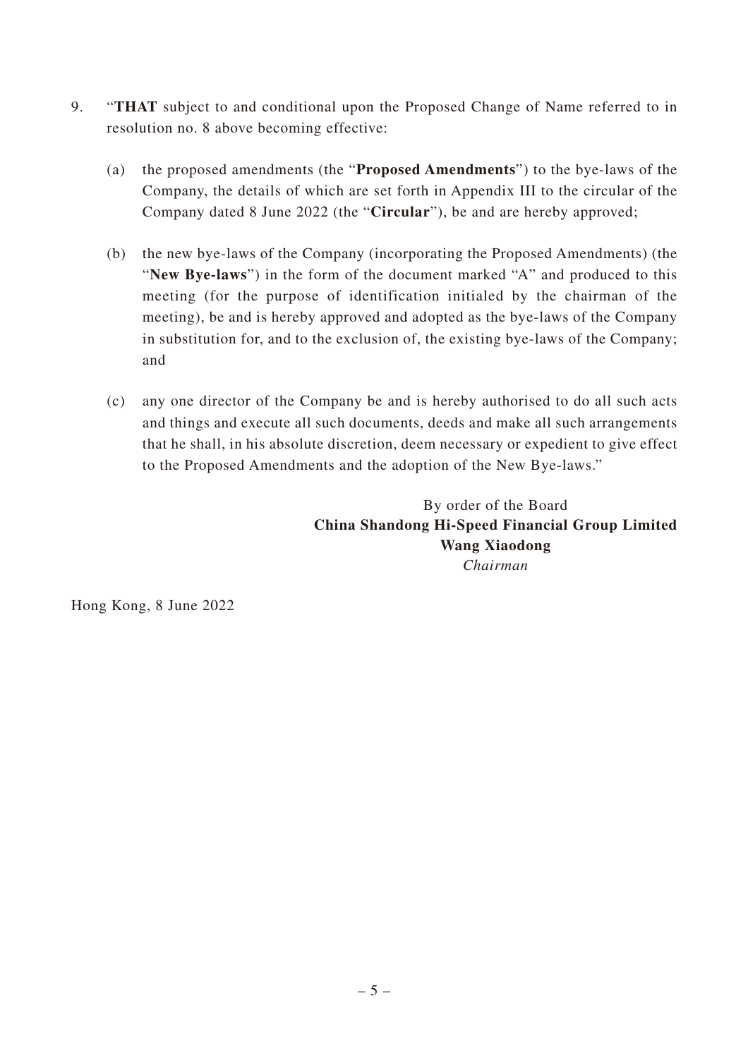9. "**THAT** subject to and conditional upon the Proposed Change of Name referred to in resolution no. 8 above becoming effective:

   (a) the proposed amendments (the "**Proposed Amendments**") to the bye-laws of the Company, the details of which are set forth in Appendix III to the circular of the Company dated 8 June 2022 (the "**Circular**"), be and are hereby approved;

   (b) the new bye-laws of the Company (incorporating the Proposed Amendments) (the "**New Bye-laws**") in the form of the document marked "A" and produced to this meeting (for the purpose of identification initialed by the chairman of the meeting), be and is hereby approved and adopted as the bye-laws of the Company in substitution for, and to the exclusion of, the existing bye-laws of the Company; and

   (c) any one director of the Company be and is hereby authorised to do all such acts and things and execute all such documents, deeds and make all such arrangements that he shall, in his absolute discretion, deem necessary or expedient to give effect to the Proposed Amendments and the adoption of the New Bye-laws."

By order of the Board
**China Shandong Hi-Speed Financial Group Limited**
**Wang Xiaodong**
*Chairman*

Hong Kong, 8 June 2022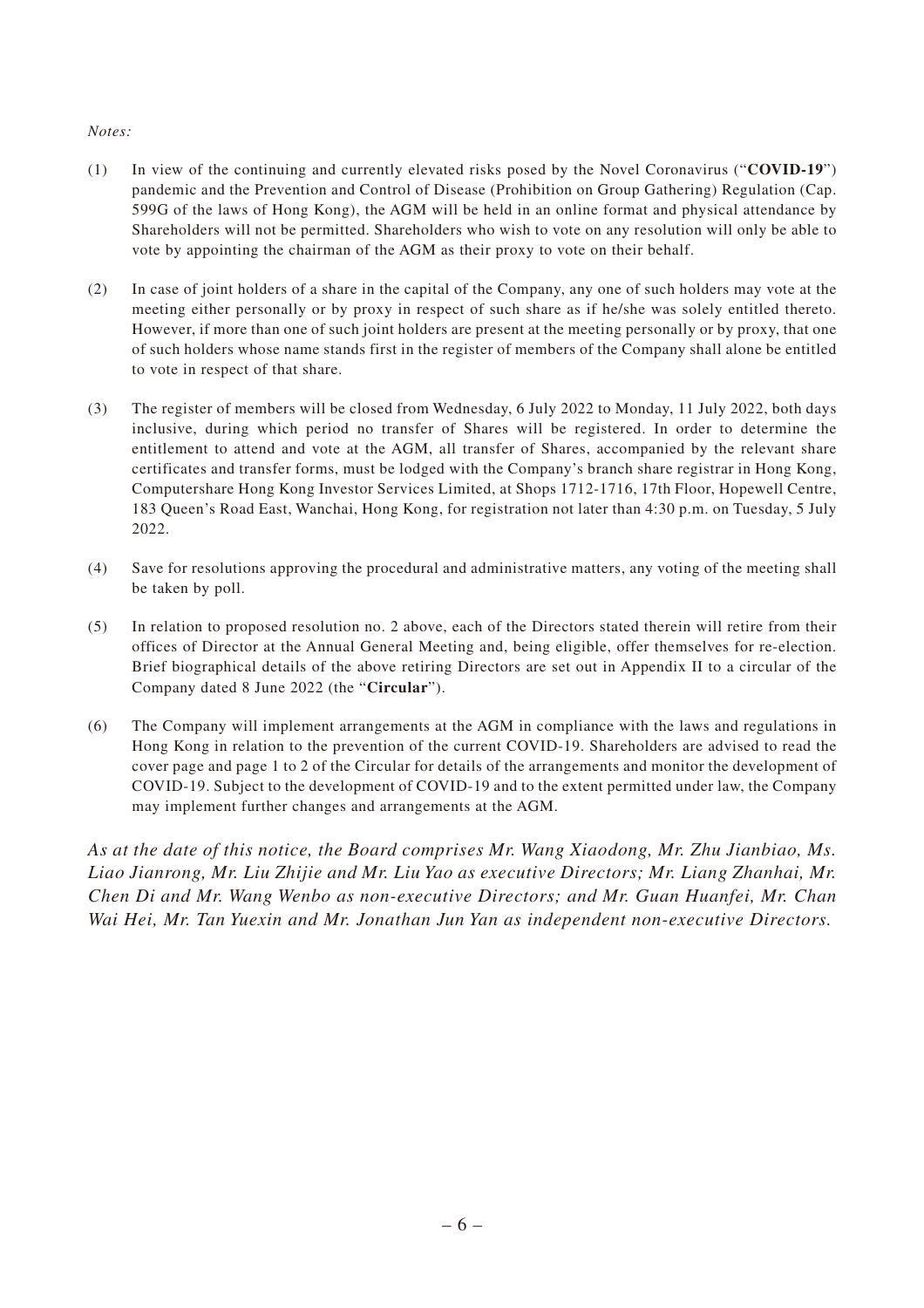*Notes:*

(1) In view of the continuing and currently elevated risks posed by the Novel Coronavirus ("**COVID-19**") pandemic and the Prevention and Control of Disease (Prohibition on Group Gathering) Regulation (Cap. 599G of the laws of Hong Kong), the AGM will be held in an online format and physical attendance by Shareholders will not be permitted. Shareholders who wish to vote on any resolution will only be able to vote by appointing the chairman of the AGM as their proxy to vote on their behalf.

(2) In case of joint holders of a share in the capital of the Company, any one of such holders may vote at the meeting either personally or by proxy in respect of such share as if he/she was solely entitled thereto. However, if more than one of such joint holders are present at the meeting personally or by proxy, that one of such holders whose name stands first in the register of members of the Company shall alone be entitled to vote in respect of that share.

(3) The register of members will be closed from Wednesday, 6 July 2022 to Monday, 11 July 2022, both days inclusive, during which period no transfer of Shares will be registered. In order to determine the entitlement to attend and vote at the AGM, all transfer of Shares, accompanied by the relevant share certificates and transfer forms, must be lodged with the Company's branch share registrar in Hong Kong, Computershare Hong Kong Investor Services Limited, at Shops 1712-1716, 17th Floor, Hopewell Centre, 183 Queen's Road East, Wanchai, Hong Kong, for registration not later than 4:30 p.m. on Tuesday, 5 July 2022.

(4) Save for resolutions approving the procedural and administrative matters, any voting of the meeting shall be taken by poll.

(5) In relation to proposed resolution no. 2 above, each of the Directors stated therein will retire from their offices of Director at the Annual General Meeting and, being eligible, offer themselves for re-election. Brief biographical details of the above retiring Directors are set out in Appendix II to a circular of the Company dated 8 June 2022 (the "**Circular**").

(6) The Company will implement arrangements at the AGM in compliance with the laws and regulations in Hong Kong in relation to the prevention of the current COVID-19. Shareholders are advised to read the cover page and page 1 to 2 of the Circular for details of the arrangements and monitor the development of COVID-19. Subject to the development of COVID-19 and to the extent permitted under law, the Company may implement further changes and arrangements at the AGM.

*As at the date of this notice, the Board comprises Mr. Wang Xiaodong, Mr. Zhu Jianbiao, Ms. Liao Jianrong, Mr. Liu Zhijie and Mr. Liu Yao as executive Directors; Mr. Liang Zhanhai, Mr. Chen Di and Mr. Wang Wenbo as non-executive Directors; and Mr. Guan Huanfei, Mr. Chan Wai Hei, Mr. Tan Yuexin and Mr. Jonathan Jun Yan as independent non-executive Directors.*